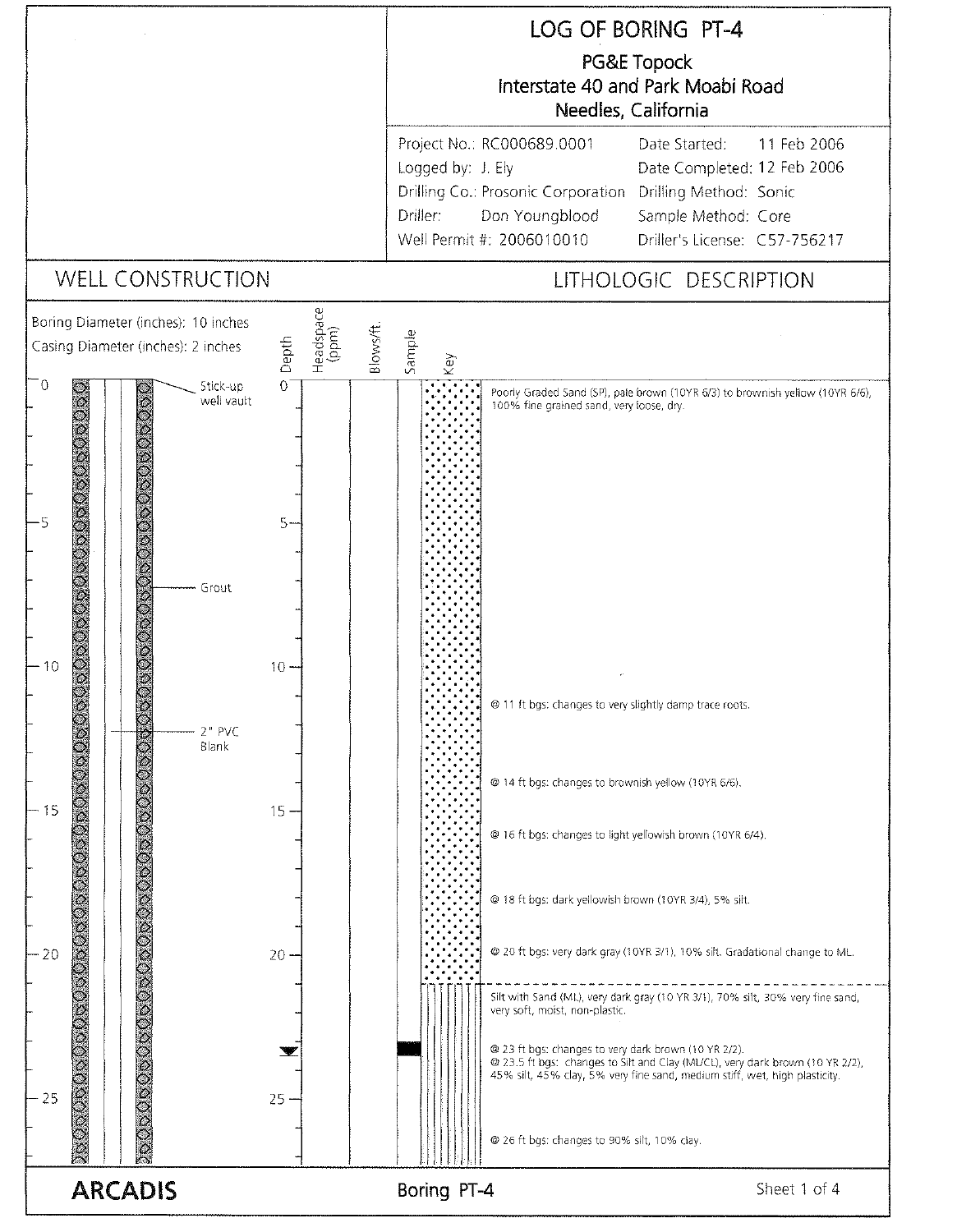# LOG OF BORING PT-4

**PG&E Topock**
**Interstate 40 and Park Moabi Road**
**Needles, California**

| | |
|---|---|
| Project No.: RC000689.0001 | Date Started: 11 Feb 2006 |
| Logged by: J. Ely | Date Completed: 12 Feb 2006 |
| Drilling Co.: Prosonic Corporation | Drilling Method: Sonic |
| Driller: Don Youngblood | Sample Method: Core |
| Well Permit #: 2006010010 | Driller's License: C57-756217 |

## WELL CONSTRUCTION

Boring Diameter (inches): 10 inches
Casing Diameter (inches): 2 inches

- 0 ft: Stick-up well vault
- Grout
- 2" PVC Blank

## LITHOLOGIC DESCRIPTION

| Depth | Headspace (ppm) | Blows/ft. | Sample | Description |
|---|---|---|---|---|
| 0 | | | | Poorly Graded Sand (SP), pale brown (10YR 6/3) to brownish yellow (10YR 6/6), 100% fine grained sand, very loose, dry. |
| 11 | | | | @ 11 ft bgs: changes to very slightly damp trace roots. |
| 14 | | | | @ 14 ft bgs: changes to brownish yellow (10YR 6/6). |
| 16 | | | | @ 16 ft bgs: changes to light yellowish brown (10YR 6/4). |
| 18 | | | | @ 18 ft bgs: dark yellowish brown (10YR 3/4), 5% silt. |
| 20 | | | | @ 20 ft bgs: very dark gray (10YR 3/1), 10% silt. Gradational change to ML. |
| 21 | | | | Silt with Sand (ML), very dark gray (10 YR 3/1), 70% silt, 30% very fine sand, very soft, moist, non-plastic. |
| 23 | | | Sample (~23–23.5 ft); water level indicated at ~23.5 ft | @ 23 ft bgs: changes to very dark brown (10 YR 2/2). |
| 23.5 | | | | @ 23.5 ft bgs: changes to Silt and Clay (ML/CL), very dark brown (10 YR 2/2), 45% silt, 45% clay, 5% very fine sand, medium stiff, wet, high plasticity. |
| 26 | | | | @ 26 ft bgs: changes to 90% silt, 10% clay. |

ARCADIS — Boring PT-4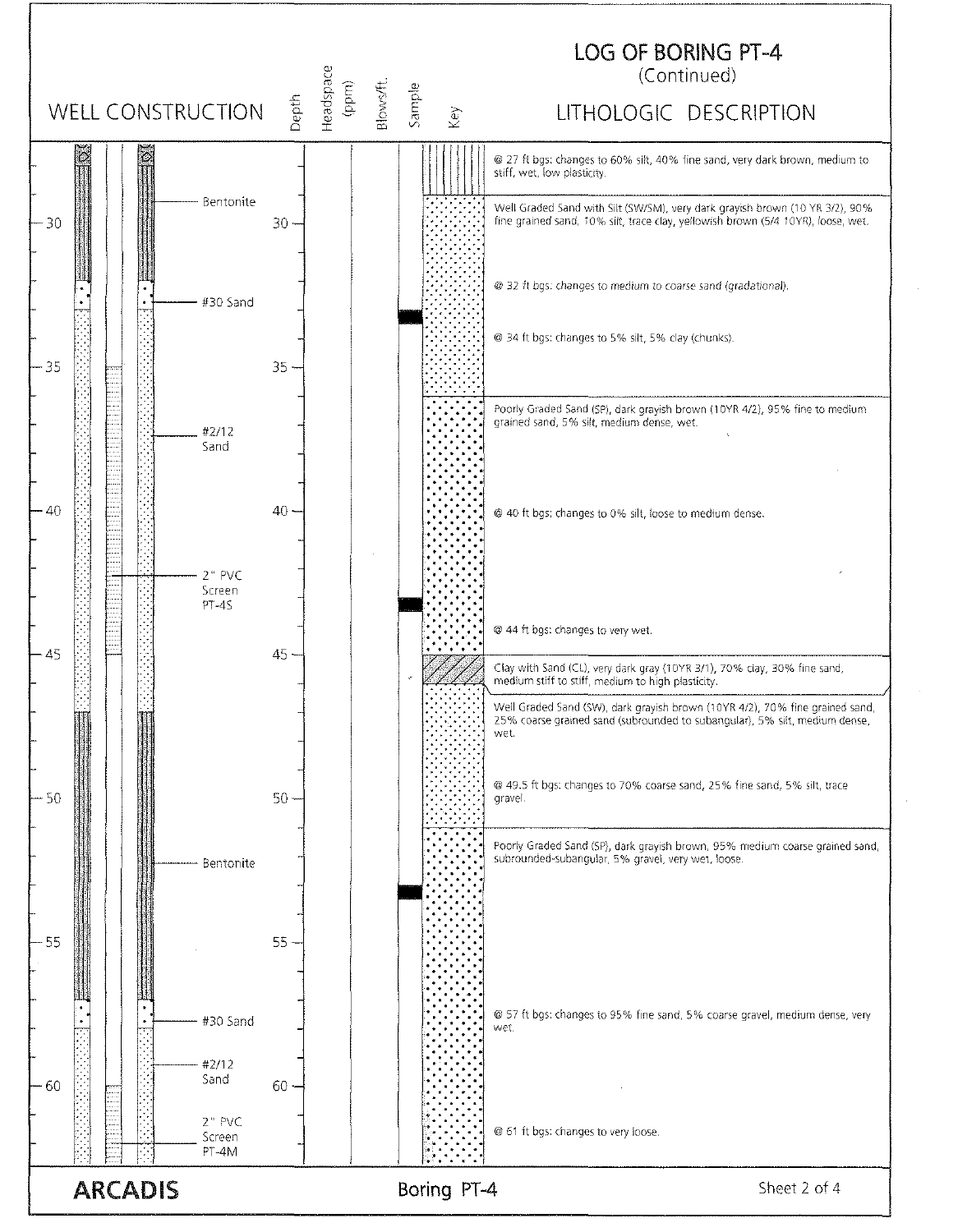# LOG OF BORING PT-4
(Continued)

| WELL CONSTRUCTION | Depth | Headspace (ppm) | Blows/ft. | Sample | Key | LITHOLOGIC DESCRIPTION |
|---|---|---|---|---|---|---|
| Bentonite | | | | | | @ 27 ft bgs: changes to 60% silt, 40% fine sand, very dark brown, medium to stiff, wet, low plasticity. |
| | 30 | | | | | Well Graded Sand with Silt (SW/SM), very dark grayish brown (10 YR 3/2), 90% fine grained sand, 10% silt, trace clay, yellowish brown (5/4 10YR), loose, wet. |
| #30 Sand | | | | | | @ 32 ft bgs: changes to medium to coarse sand (gradational). |
| | | | | | | @ 34 ft bgs: changes to 5% silt, 5% clay (chunks). |
| | 35 | | | | | |
| #2/12 Sand | | | | | | Poorly Graded Sand (SP), dark grayish brown (10YR 4/2), 95% fine to medium grained sand, 5% silt, medium dense, wet. |
| | 40 | | | | | @ 40 ft bgs: changes to 0% silt, loose to medium dense. |
| 2" PVC Screen PT-4S | | | | | | |
| | | | | | | @ 44 ft bgs: changes to very wet. |
| | 45 | | | | | Clay with Sand (CL), very dark gray (10YR 3/1), 70% clay, 30% fine sand, medium stiff to stiff, medium to high plasticity. |
| | | | | | | Well Graded Sand (SW), dark grayish brown (10YR 4/2), 70% fine grained sand, 25% coarse grained sand (subrounded to subangular), 5% silt, medium dense, wet. |
| | 50 | | | | | @ 49.5 ft bgs: changes to 70% coarse sand, 25% fine sand, 5% silt, trace gravel. |
| Bentonite | | | | | | Poorly Graded Sand (SP), dark grayish brown, 95% medium coarse grained sand, subrounded-subangular, 5% gravel, very wet, loose. |
| | 55 | | | | | |
| #30 Sand | | | | | | @ 57 ft bgs: changes to 95% fine sand, 5% coarse gravel, medium dense, very wet. |
| #2/12 Sand | | | | | | |
| | 60 | | | | | |
| 2" PVC Screen PT-4M | | | | | | @ 61 ft bgs: changes to very loose. |

ARCADIS

Boring PT-4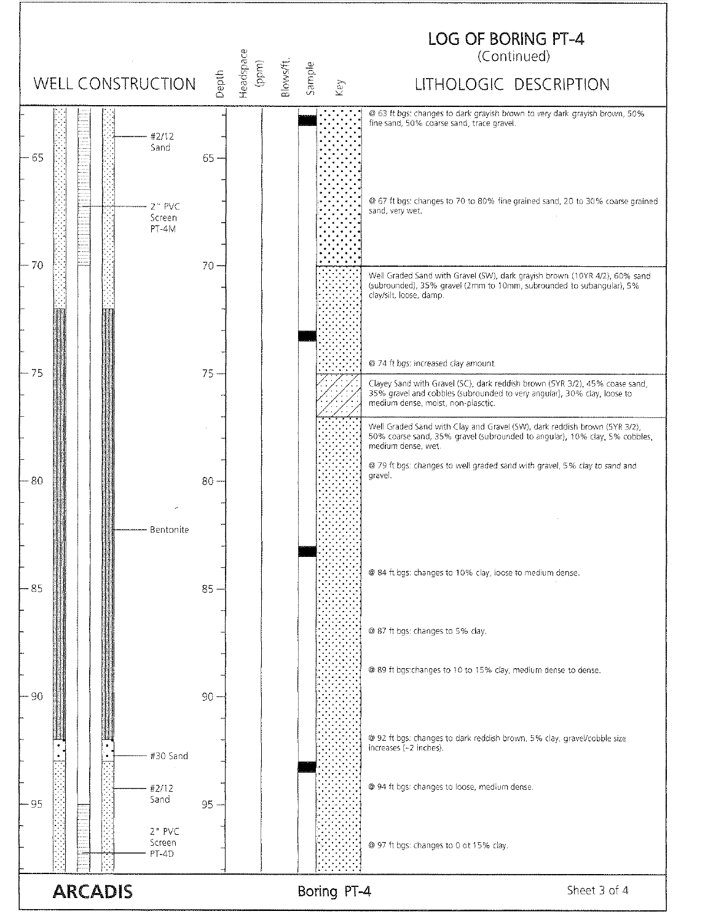# LOG OF BORING PT-4
(Continued)

| WELL CONSTRUCTION | Depth | Headspace (ppm) | Blows/ft. | Sample | Key | LITHOLOGIC DESCRIPTION |
|---|---|---|---|---|---|---|
| #2/12 Sand; 2" PVC Screen PT-4M | 63–70 | | | | | @ 63 ft bgs: changes to dark grayish brown to very dark grayish brown, 50% fine sand, 50% coarse sand, trace gravel. |
| | | | | | | @ 67 ft bgs: changes to 70 to 80% fine grained sand, 20 to 30% coarse grained sand, very wet. |
| | 70–75 | | | | | Well Graded Sand with Gravel (SW), dark grayish brown (10YR 4/2), 60% sand (subrounded), 35% gravel (2mm to 10mm, subrounded to subangular), 5% clay/silt, loose, damp. |
| Bentonite | | | | | | @ 74 ft bgs: increased clay amount. |
| | 75–77 | | | | | Clayey Sand with Gravel (SC), dark reddish brown (5YR 3/2), 45% coase sand, 35% gravel and cobbles (subrounded to very angular), 30% clay, loose to medium dense, moist, non-plasctic. |
| | 77–98 | | | | | Well Graded Sand with Clay and Gravel (SW), dark reddish brown (5YR 3/2), 50% coarse sand, 35% gravel (subrounded to angular), 10% clay, 5% cobbles, medium dense, wet. |
| | | | | | | @ 79 ft bgs: changes to well graded sand with gravel, 5% clay to sand and gravel. |
| | | | | | | @ 84 ft bgs: changes to 10% clay, loose to medium dense. |
| | | | | | | @ 87 ft bgs: changes to 5% clay. |
| | | | | | | @ 89 ft bgs:changes to 10 to 15% clay, medium dense to dense. |
| #30 Sand | | | | | | @ 92 ft bgs: changes to dark reddish brown, 5% clay, gravel/cobble size increases (~2 inches). |
| #2/12 Sand | | | | | | @ 94 ft bgs: changes to loose, medium dense. |
| 2" PVC Screen PT-4D | | | | | | @ 97 ft bgs: changes to 0 ot 15% clay. |

ARCADIS — Boring PT-4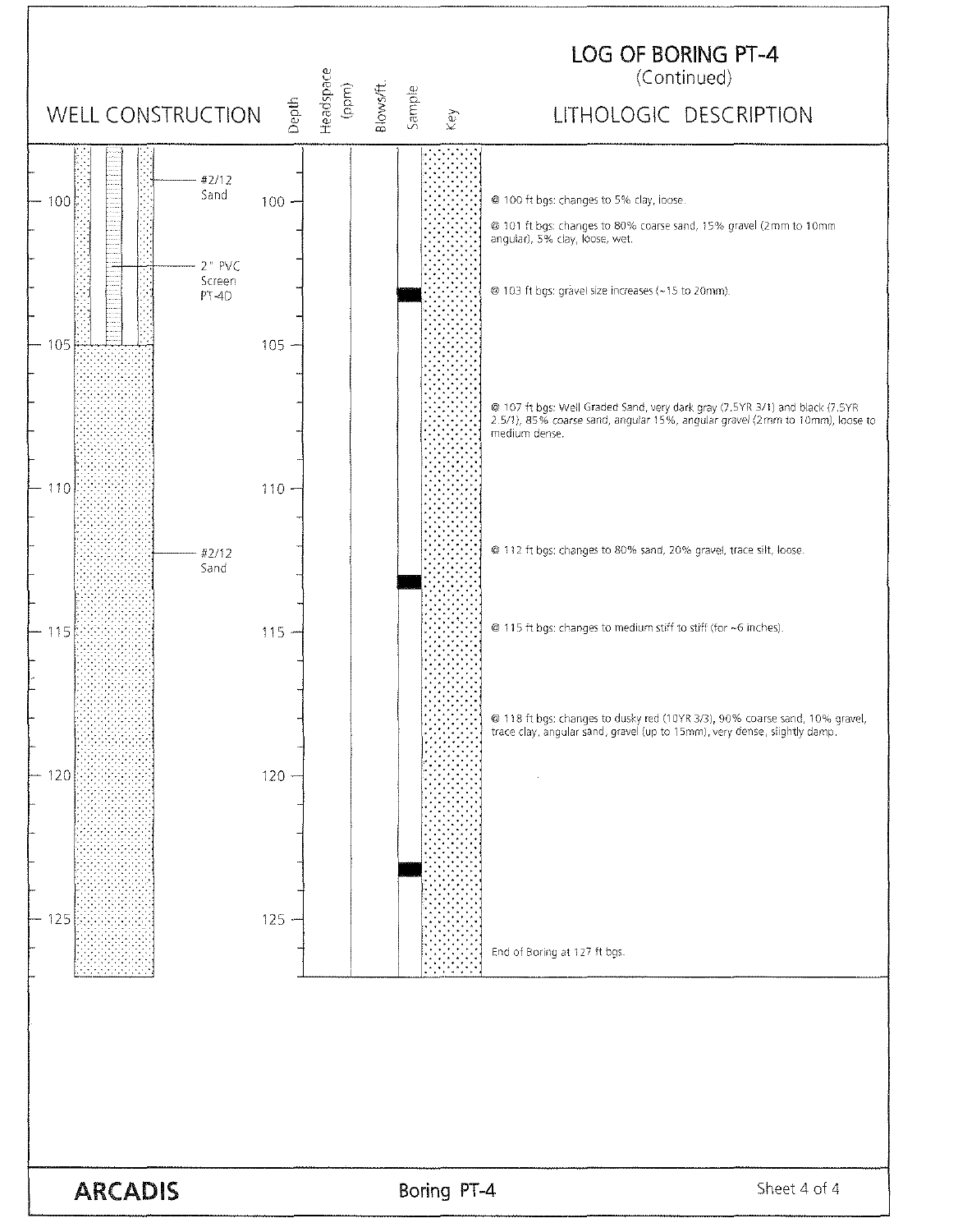# LOG OF BORING PT-4

(Continued)

WELL CONSTRUCTION | Depth | Headspace (ppm) | Blows/ft. | Sample | Key | LITHOLOGIC DESCRIPTION

Well construction labels:

- #2/12 Sand
- 2" PVC Screen PT-4D
- #2/12 Sand

Depth: 100, 105, 110, 115, 120, 125

Lithologic description:

@ 100 ft bgs: changes to 5% clay, loose.

@ 101 ft bgs: changes to 80% coarse sand, 15% gravel (2mm to 10mm angular), 5% clay, loose, wet.

@ 103 ft bgs: gravel size increases (~15 to 20mm).

@ 107 ft bgs: Well Graded Sand, very dark gray (7.5YR 3/1) and black (7.5YR 2.5/1), 85% coarse sand, angular 15%, angular gravel (2mm to 10mm), loose to medium dense.

@ 112 ft bgs: changes to 80% sand, 20% gravel, trace silt, loose.

@ 115 ft bgs: changes to medium stiff to stiff (for ~6 inches).

@ 118 ft bgs: changes to dusky red (10YR 3/3), 90% coarse sand, 10% gravel, trace clay, angular sand, gravel (up to 15mm), very dense, slightly damp.

End of Boring at 127 ft bgs.

ARCADIS

Boring PT-4